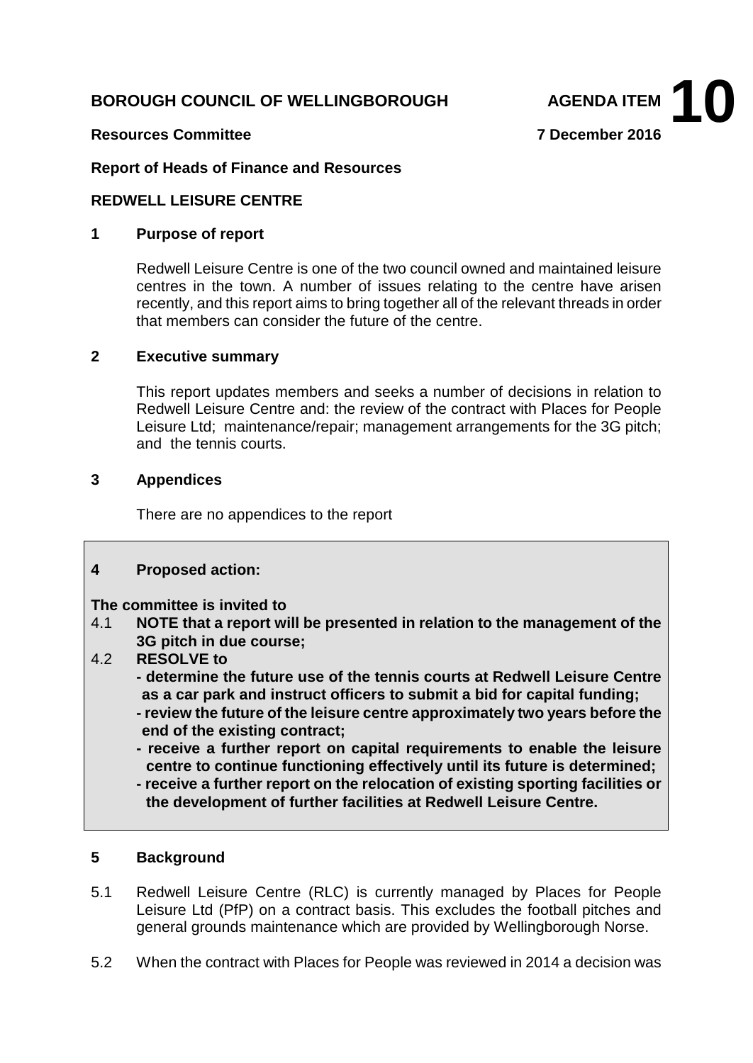**BOROUGH COUNCIL OF WELLINGBOROUGH** **AGENDA ITEM 10**

**Resources Committee** **7 December 2016**

**Report of Heads of Finance and Resources**

**REDWELL LEISURE CENTRE**

## 1 Purpose of report

Redwell Leisure Centre is one of the two council owned and maintained leisure centres in the town. A number of issues relating to the centre have arisen recently, and this report aims to bring together all of the relevant threads in order that members can consider the future of the centre.

## 2 Executive summary

This report updates members and seeks a number of decisions in relation to Redwell Leisure Centre and: the review of the contract with Places for People Leisure Ltd; maintenance/repair; management arrangements for the 3G pitch; and the tennis courts.

## 3 Appendices

There are no appendices to the report

## 4 Proposed action:

**The committee is invited to**

4.1 **NOTE that a report will be presented in relation to the management of the 3G pitch in due course;**

4.2 **RESOLVE to**
- **determine the future use of the tennis courts at Redwell Leisure Centre as a car park and instruct officers to submit a bid for capital funding;**
- **review the future of the leisure centre approximately two years before the end of the existing contract;**
- **receive a further report on capital requirements to enable the leisure centre to continue functioning effectively until its future is determined;**
- **receive a further report on the relocation of existing sporting facilities or the development of further facilities at Redwell Leisure Centre.**

## 5 Background

5.1 Redwell Leisure Centre (RLC) is currently managed by Places for People Leisure Ltd (PfP) on a contract basis. This excludes the football pitches and general grounds maintenance which are provided by Wellingborough Norse.

5.2 When the contract with Places for People was reviewed in 2014 a decision was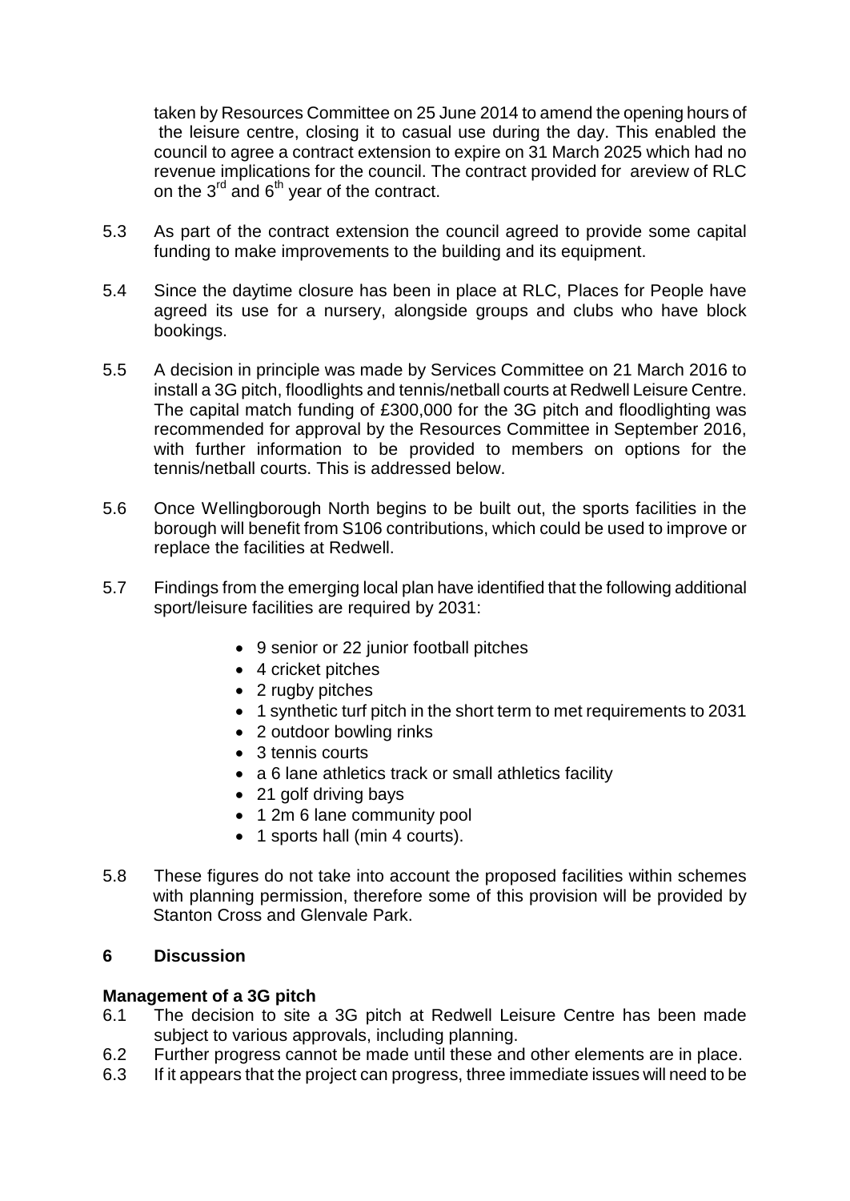taken by Resources Committee on 25 June 2014 to amend the opening hours of the leisure centre, closing it to casual use during the day. This enabled the council to agree a contract extension to expire on 31 March 2025 which had no revenue implications for the council. The contract provided for areview of RLC on the 3rd and 6th year of the contract.

5.3 As part of the contract extension the council agreed to provide some capital funding to make improvements to the building and its equipment.

5.4 Since the daytime closure has been in place at RLC, Places for People have agreed its use for a nursery, alongside groups and clubs who have block bookings.

5.5 A decision in principle was made by Services Committee on 21 March 2016 to install a 3G pitch, floodlights and tennis/netball courts at Redwell Leisure Centre. The capital match funding of £300,000 for the 3G pitch and floodlighting was recommended for approval by the Resources Committee in September 2016, with further information to be provided to members on options for the tennis/netball courts. This is addressed below.

5.6 Once Wellingborough North begins to be built out, the sports facilities in the borough will benefit from S106 contributions, which could be used to improve or replace the facilities at Redwell.

5.7 Findings from the emerging local plan have identified that the following additional sport/leisure facilities are required by 2031:

- 9 senior or 22 junior football pitches
- 4 cricket pitches
- 2 rugby pitches
- 1 synthetic turf pitch in the short term to met requirements to 2031
- 2 outdoor bowling rinks
- 3 tennis courts
- a 6 lane athletics track or small athletics facility
- 21 golf driving bays
- 1 2m 6 lane community pool
- 1 sports hall (min 4 courts).

5.8 These figures do not take into account the proposed facilities within schemes with planning permission, therefore some of this provision will be provided by Stanton Cross and Glenvale Park.

## 6 Discussion

**Management of a 3G pitch**

6.1 The decision to site a 3G pitch at Redwell Leisure Centre has been made subject to various approvals, including planning.

6.2 Further progress cannot be made until these and other elements are in place.

6.3 If it appears that the project can progress, three immediate issues will need to be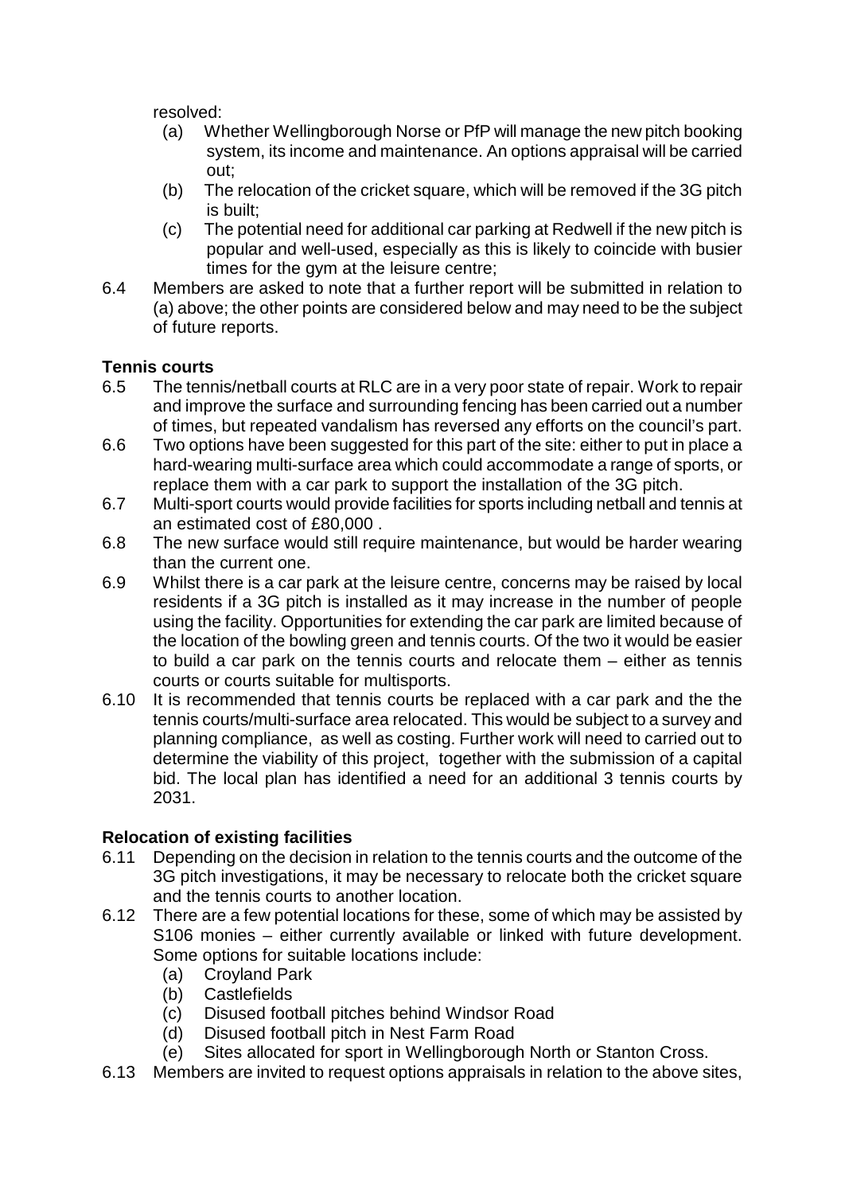resolved:

(a) Whether Wellingborough Norse or PfP will manage the new pitch booking system, its income and maintenance. An options appraisal will be carried out;

(b) The relocation of the cricket square, which will be removed if the 3G pitch is built;

(c) The potential need for additional car parking at Redwell if the new pitch is popular and well-used, especially as this is likely to coincide with busier times for the gym at the leisure centre;

6.4 Members are asked to note that a further report will be submitted in relation to (a) above; the other points are considered below and may need to be the subject of future reports.

**Tennis courts**

6.5 The tennis/netball courts at RLC are in a very poor state of repair. Work to repair and improve the surface and surrounding fencing has been carried out a number of times, but repeated vandalism has reversed any efforts on the council's part.

6.6 Two options have been suggested for this part of the site: either to put in place a hard-wearing multi-surface area which could accommodate a range of sports, or replace them with a car park to support the installation of the 3G pitch.

6.7 Multi-sport courts would provide facilities for sports including netball and tennis at an estimated cost of £80,000 .

6.8 The new surface would still require maintenance, but would be harder wearing than the current one.

6.9 Whilst there is a car park at the leisure centre, concerns may be raised by local residents if a 3G pitch is installed as it may increase in the number of people using the facility. Opportunities for extending the car park are limited because of the location of the bowling green and tennis courts. Of the two it would be easier to build a car park on the tennis courts and relocate them – either as tennis courts or courts suitable for multisports.

6.10 It is recommended that tennis courts be replaced with a car park and the the tennis courts/multi-surface area relocated. This would be subject to a survey and planning compliance, as well as costing. Further work will need to carried out to determine the viability of this project, together with the submission of a capital bid. The local plan has identified a need for an additional 3 tennis courts by 2031.

**Relocation of existing facilities**

6.11 Depending on the decision in relation to the tennis courts and the outcome of the 3G pitch investigations, it may be necessary to relocate both the cricket square and the tennis courts to another location.

6.12 There are a few potential locations for these, some of which may be assisted by S106 monies – either currently available or linked with future development. Some options for suitable locations include:

(a) Croyland Park
(b) Castlefields
(c) Disused football pitches behind Windsor Road
(d) Disused football pitch in Nest Farm Road
(e) Sites allocated for sport in Wellingborough North or Stanton Cross.

6.13 Members are invited to request options appraisals in relation to the above sites,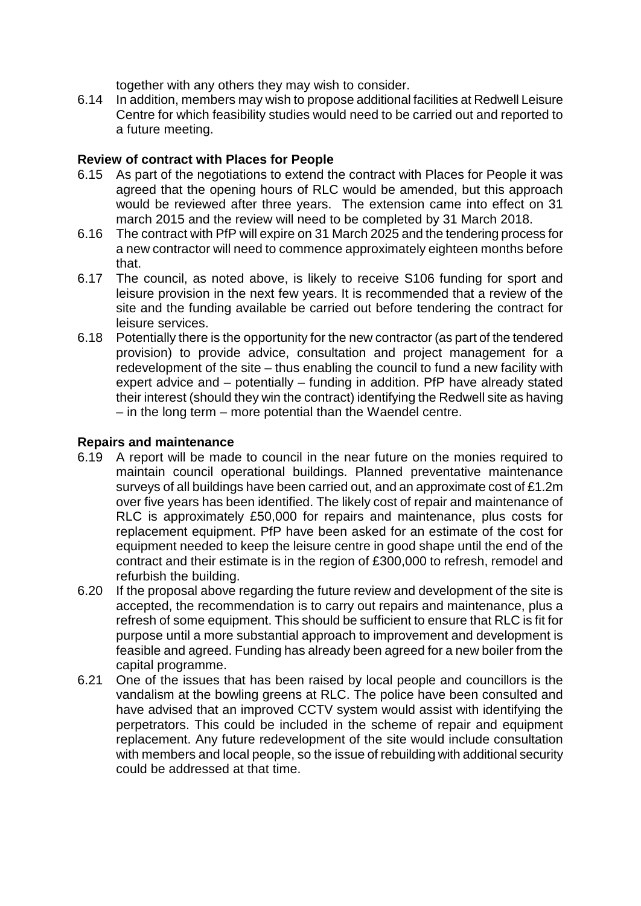together with any others they may wish to consider.

6.14 In addition, members may wish to propose additional facilities at Redwell Leisure Centre for which feasibility studies would need to be carried out and reported to a future meeting.

**Review of contract with Places for People**

6.15 As part of the negotiations to extend the contract with Places for People it was agreed that the opening hours of RLC would be amended, but this approach would be reviewed after three years. The extension came into effect on 31 march 2015 and the review will need to be completed by 31 March 2018.

6.16 The contract with PfP will expire on 31 March 2025 and the tendering process for a new contractor will need to commence approximately eighteen months before that.

6.17 The council, as noted above, is likely to receive S106 funding for sport and leisure provision in the next few years. It is recommended that a review of the site and the funding available be carried out before tendering the contract for leisure services.

6.18 Potentially there is the opportunity for the new contractor (as part of the tendered provision) to provide advice, consultation and project management for a redevelopment of the site – thus enabling the council to fund a new facility with expert advice and – potentially – funding in addition. PfP have already stated their interest (should they win the contract) identifying the Redwell site as having – in the long term – more potential than the Waendel centre.

**Repairs and maintenance**

6.19 A report will be made to council in the near future on the monies required to maintain council operational buildings. Planned preventative maintenance surveys of all buildings have been carried out, and an approximate cost of £1.2m over five years has been identified. The likely cost of repair and maintenance of RLC is approximately £50,000 for repairs and maintenance, plus costs for replacement equipment. PfP have been asked for an estimate of the cost for equipment needed to keep the leisure centre in good shape until the end of the contract and their estimate is in the region of £300,000 to refresh, remodel and refurbish the building.

6.20 If the proposal above regarding the future review and development of the site is accepted, the recommendation is to carry out repairs and maintenance, plus a refresh of some equipment. This should be sufficient to ensure that RLC is fit for purpose until a more substantial approach to improvement and development is feasible and agreed. Funding has already been agreed for a new boiler from the capital programme.

6.21 One of the issues that has been raised by local people and councillors is the vandalism at the bowling greens at RLC. The police have been consulted and have advised that an improved CCTV system would assist with identifying the perpetrators. This could be included in the scheme of repair and equipment replacement. Any future redevelopment of the site would include consultation with members and local people, so the issue of rebuilding with additional security could be addressed at that time.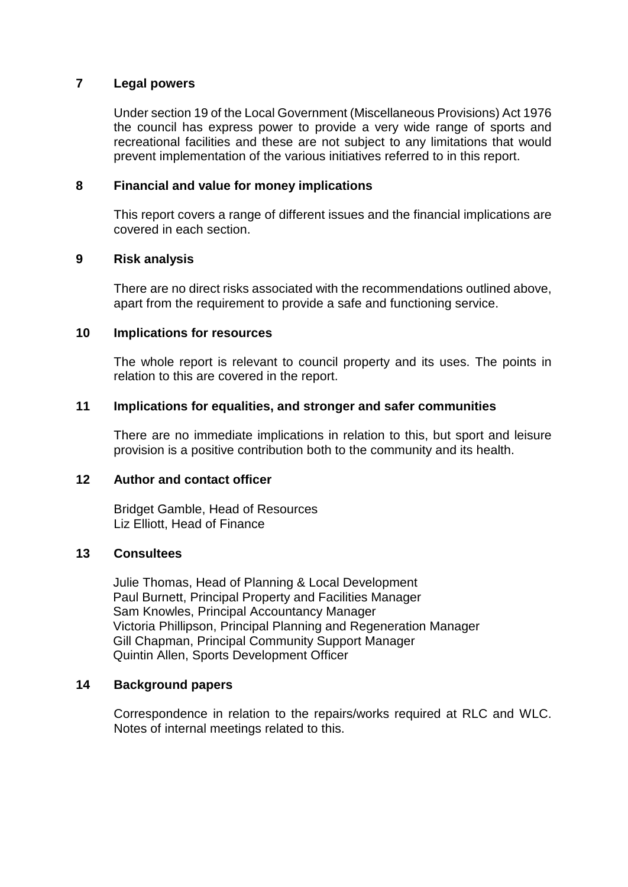## 7 Legal powers

Under section 19 of the Local Government (Miscellaneous Provisions) Act 1976 the council has express power to provide a very wide range of sports and recreational facilities and these are not subject to any limitations that would prevent implementation of the various initiatives referred to in this report.

## 8 Financial and value for money implications

This report covers a range of different issues and the financial implications are covered in each section.

## 9 Risk analysis

There are no direct risks associated with the recommendations outlined above, apart from the requirement to provide a safe and functioning service.

## 10 Implications for resources

The whole report is relevant to council property and its uses. The points in relation to this are covered in the report.

## 11 Implications for equalities, and stronger and safer communities

There are no immediate implications in relation to this, but sport and leisure provision is a positive contribution both to the community and its health.

## 12 Author and contact officer

Bridget Gamble, Head of Resources
Liz Elliott, Head of Finance

## 13 Consultees

Julie Thomas, Head of Planning & Local Development
Paul Burnett, Principal Property and Facilities Manager
Sam Knowles, Principal Accountancy Manager
Victoria Phillipson, Principal Planning and Regeneration Manager
Gill Chapman, Principal Community Support Manager
Quintin Allen, Sports Development Officer

## 14 Background papers

Correspondence in relation to the repairs/works required at RLC and WLC. Notes of internal meetings related to this.